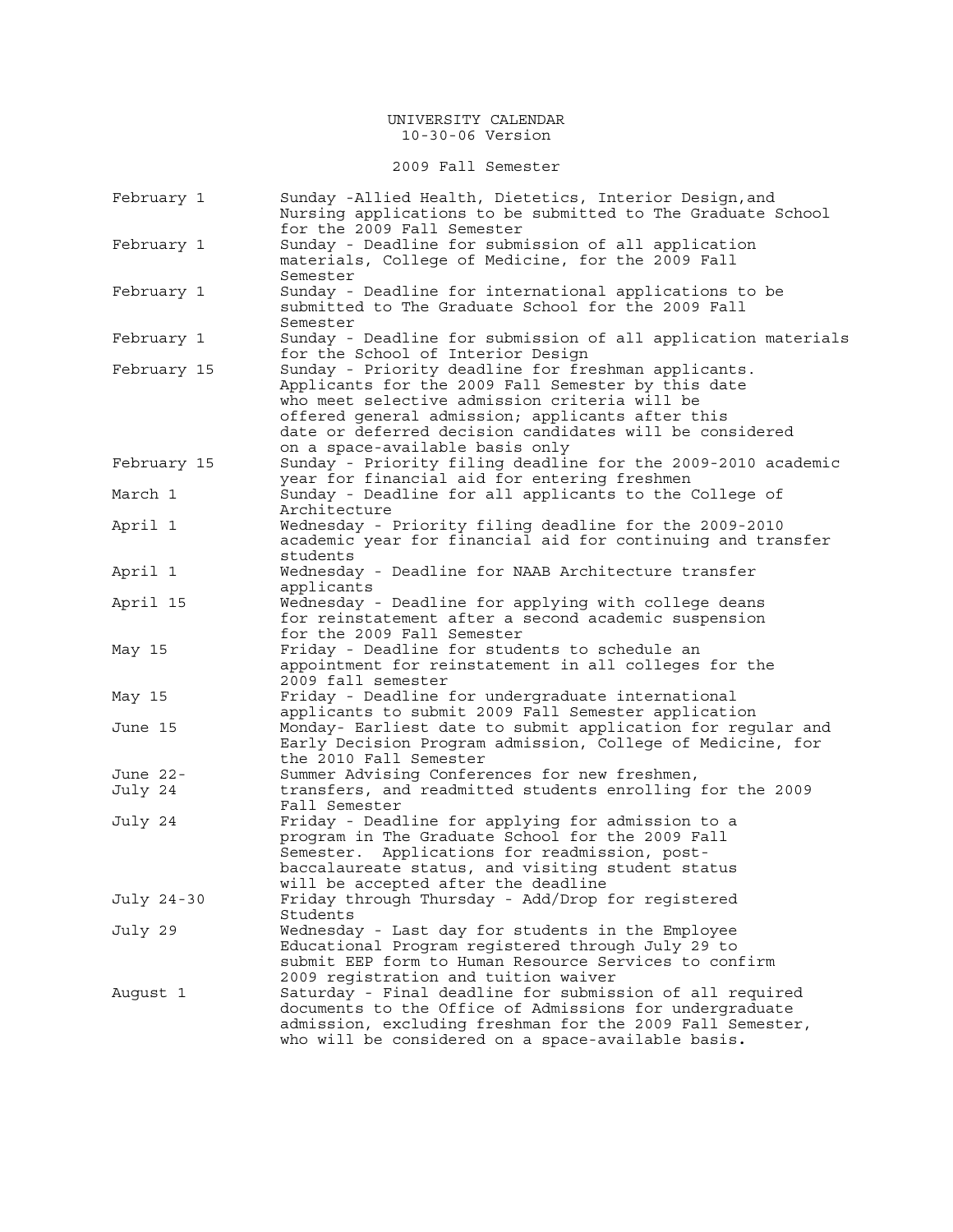# UNIVERSITY CALENDAR

10-30-06 Version

## 2009 Fall Semester

| Date | Event |
|---|---|
| February 1 | Sunday -Allied Health, Dietetics, Interior Design,and Nursing applications to be submitted to The Graduate School for the 2009 Fall Semester |
| February 1 | Sunday - Deadline for submission of all application materials, College of Medicine, for the 2009 Fall Semester |
| February 1 | Sunday - Deadline for international applications to be submitted to The Graduate School for the 2009 Fall Semester |
| February 1 | Sunday - Deadline for submission of all application materials for the School of Interior Design |
| February 15 | Sunday - Priority deadline for freshman applicants. Applicants for the 2009 Fall Semester by this date who meet selective admission criteria will be offered general admission; applicants after this date or deferred decision candidates will be considered on a space-available basis only |
| February 15 | Sunday - Priority filing deadline for the 2009-2010 academic year for financial aid for entering freshmen |
| March 1 | Sunday - Deadline for all applicants to the College of Architecture |
| April 1 | Wednesday - Priority filing deadline for the 2009-2010 academic year for financial aid for continuing and transfer students |
| April 1 | Wednesday - Deadline for NAAB Architecture transfer applicants |
| April 15 | Wednesday - Deadline for applying with college deans for reinstatement after a second academic suspension for the 2009 Fall Semester |
| May 15 | Friday - Deadline for students to schedule an appointment for reinstatement in all colleges for the 2009 fall semester |
| May 15 | Friday - Deadline for undergraduate international applicants to submit 2009 Fall Semester application |
| June 15 | Monday- Earliest date to submit application for regular and Early Decision Program admission, College of Medicine, for the 2010 Fall Semester |
| June 22-July 24 | Summer Advising Conferences for new freshmen, transfers, and readmitted students enrolling for the 2009 Fall Semester |
| July 24 | Friday - Deadline for applying for admission to a program in The Graduate School for the 2009 Fall Semester. Applications for readmission, post-baccalaureate status, and visiting student status will be accepted after the deadline |
| July 24-30 | Friday through Thursday - Add/Drop for registered Students |
| July 29 | Wednesday - Last day for students in the Employee Educational Program registered through July 29 to submit EEP form to Human Resource Services to confirm 2009 registration and tuition waiver |
| August 1 | Saturday - Final deadline for submission of all required documents to the Office of Admissions for undergraduate admission, excluding freshman for the 2009 Fall Semester, who will be considered on a space-available basis. |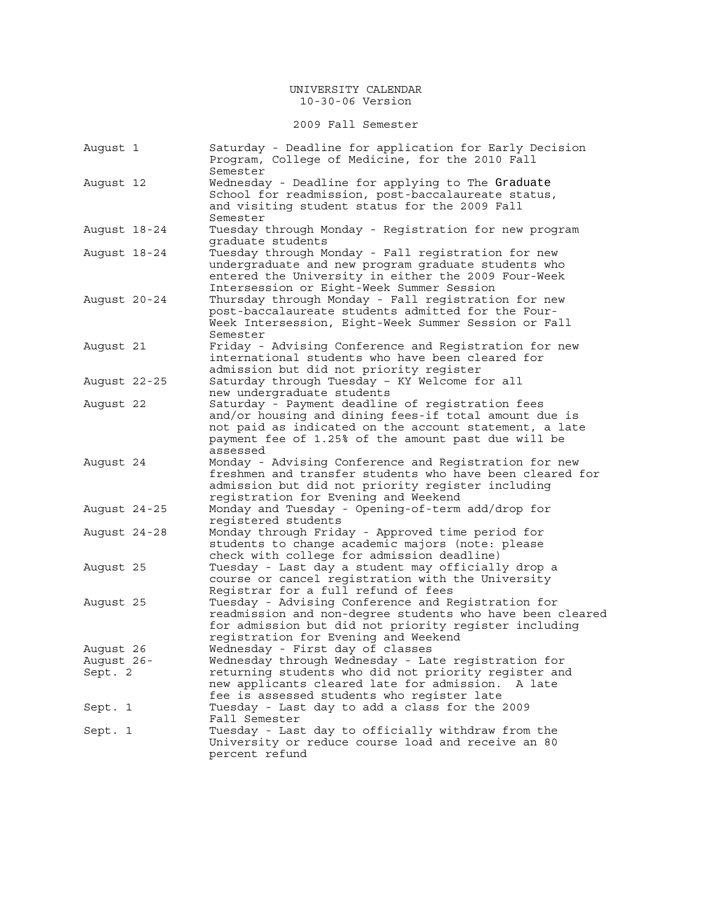# UNIVERSITY CALENDAR

10-30-06 Version

## 2009 Fall Semester

| Date | Event |
| --- | --- |
| August 1 | Saturday - Deadline for application for Early Decision Program, College of Medicine, for the 2010 Fall Semester |
| August 12 | Wednesday - Deadline for applying to The Graduate School for readmission, post-baccalaureate status, and visiting student status for the 2009 Fall Semester |
| August 18-24 | Tuesday through Monday - Registration for new program graduate students |
| August 18-24 | Tuesday through Monday - Fall registration for new undergraduate and new program graduate students who entered the University in either the 2009 Four-Week Intersession or Eight-Week Summer Session |
| August 20-24 | Thursday through Monday - Fall registration for new post-baccalaureate students admitted for the Four-Week Intersession, Eight-Week Summer Session or Fall Semester |
| August 21 | Friday - Advising Conference and Registration for new international students who have been cleared for admission but did not priority register |
| August 22-25 | Saturday through Tuesday – KY Welcome for all new undergraduate students |
| August 22 | Saturday - Payment deadline of registration fees and/or housing and dining fees-if total amount due is not paid as indicated on the account statement, a late payment fee of 1.25% of the amount past due will be assessed |
| August 24 | Monday - Advising Conference and Registration for new freshmen and transfer students who have been cleared for admission but did not priority register including registration for Evening and Weekend |
| August 24-25 | Monday and Tuesday - Opening-of-term add/drop for registered students |
| August 24-28 | Monday through Friday - Approved time period for students to change academic majors (note: please check with college for admission deadline) |
| August 25 | Tuesday - Last day a student may officially drop a course or cancel registration with the University Registrar for a full refund of fees |
| August 25 | Tuesday - Advising Conference and Registration for readmission and non-degree students who have been cleared for admission but did not priority register including registration for Evening and Weekend |
| August 26 | Wednesday - First day of classes |
| August 26-Sept. 2 | Wednesday through Wednesday - Late registration for returning students who did not priority register and new applicants cleared late for admission. A late fee is assessed students who register late |
| Sept. 1 | Tuesday - Last day to add a class for the 2009 Fall Semester |
| Sept. 1 | Tuesday - Last day to officially withdraw from the University or reduce course load and receive an 80 percent refund |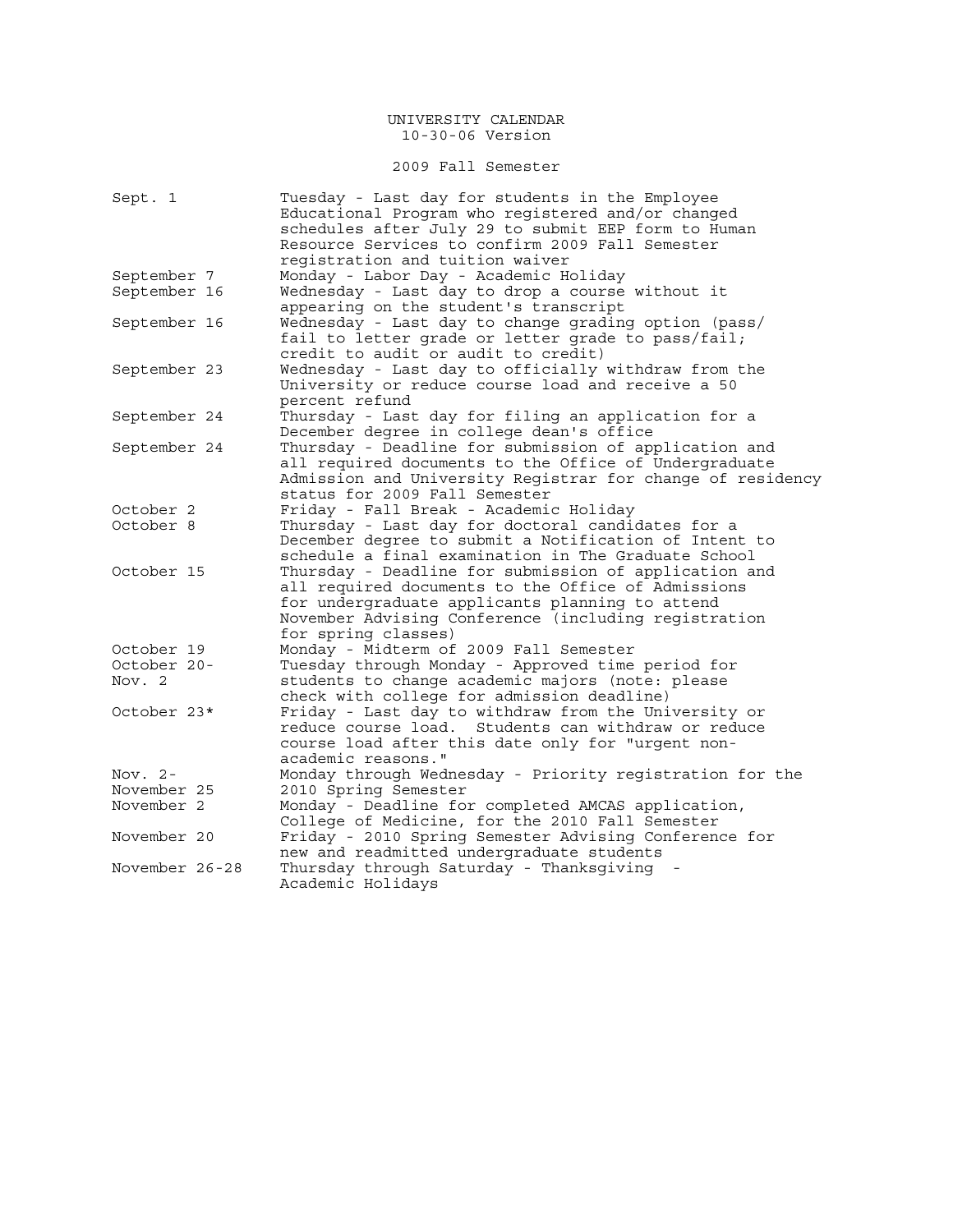# UNIVERSITY CALENDAR

10-30-06 Version

## 2009 Fall Semester

| Date | Event |
|---|---|
| Sept. 1 | Tuesday - Last day for students in the Employee Educational Program who registered and/or changed schedules after July 29 to submit EEP form to Human Resource Services to confirm 2009 Fall Semester registration and tuition waiver |
| September 7 | Monday - Labor Day - Academic Holiday |
| September 16 | Wednesday - Last day to drop a course without it appearing on the student's transcript |
| September 16 | Wednesday - Last day to change grading option (pass/fail to letter grade or letter grade to pass/fail; credit to audit or audit to credit) |
| September 23 | Wednesday - Last day to officially withdraw from the University or reduce course load and receive a 50 percent refund |
| September 24 | Thursday - Last day for filing an application for a December degree in college dean's office |
| September 24 | Thursday - Deadline for submission of application and all required documents to the Office of Undergraduate Admission and University Registrar for change of residency status for 2009 Fall Semester |
| October 2 | Friday - Fall Break - Academic Holiday |
| October 8 | Thursday - Last day for doctoral candidates for a December degree to submit a Notification of Intent to schedule a final examination in The Graduate School |
| October 15 | Thursday - Deadline for submission of application and all required documents to the Office of Admissions for undergraduate applicants planning to attend November Advising Conference (including registration for spring classes) |
| October 19 | Monday - Midterm of 2009 Fall Semester |
| October 20- Nov. 2 | Tuesday through Monday - Approved time period for students to change academic majors (note: please check with college for admission deadline) |
| October 23* | Friday - Last day to withdraw from the University or reduce course load. Students can withdraw or reduce course load after this date only for "urgent non-academic reasons." |
| Nov. 2- November 25 | Monday through Wednesday - Priority registration for the 2010 Spring Semester |
| November 2 | Monday - Deadline for completed AMCAS application, College of Medicine, for the 2010 Fall Semester |
| November 20 | Friday - 2010 Spring Semester Advising Conference for new and readmitted undergraduate students |
| November 26-28 | Thursday through Saturday - Thanksgiving - Academic Holidays |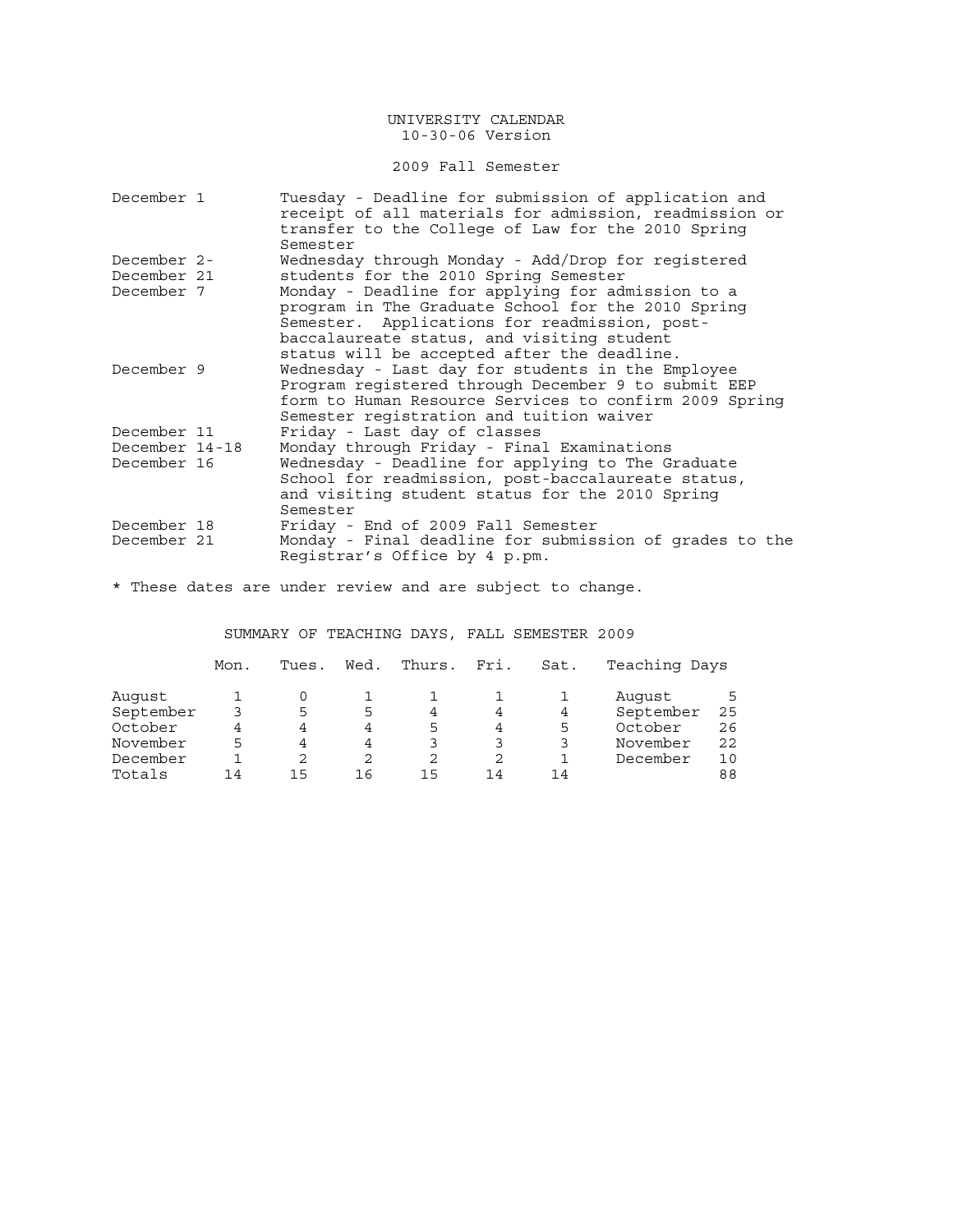UNIVERSITY CALENDAR
10-30-06 Version

2009 Fall Semester

| | |
|---|---|
| December 1 | Tuesday - Deadline for submission of application and receipt of all materials for admission, readmission or transfer to the College of Law for the 2010 Spring Semester |
| December 2- December 21 | Wednesday through Monday - Add/Drop for registered students for the 2010 Spring Semester |
| December 7 | Monday - Deadline for applying for admission to a program in The Graduate School for the 2010 Spring Semester. Applications for readmission, post-baccalaureate status, and visiting student status will be accepted after the deadline. |
| December 9 | Wednesday - Last day for students in the Employee Program registered through December 9 to submit EEP form to Human Resource Services to confirm 2009 Spring Semester registration and tuition waiver |
| December 11 | Friday - Last day of classes |
| December 14-18 | Monday through Friday - Final Examinations |
| December 16 | Wednesday - Deadline for applying to The Graduate School for readmission, post-baccalaureate status, and visiting student status for the 2010 Spring Semester |
| December 18 | Friday - End of 2009 Fall Semester |
| December 21 | Monday - Final deadline for submission of grades to the Registrar's Office by 4 p.pm. |

* These dates are under review and are subject to change.

SUMMARY OF TEACHING DAYS, FALL SEMESTER 2009

| | Mon. | Tues. | Wed. | Thurs. | Fri. | Sat. | Teaching Days | |
|---|---|---|---|---|---|---|---|---|
| August | 1 | 0 | 1 | 1 | 1 | 1 | August | 5 |
| September | 3 | 5 | 5 | 4 | 4 | 4 | September | 25 |
| October | 4 | 4 | 4 | 5 | 4 | 5 | October | 26 |
| November | 5 | 4 | 4 | 3 | 3 | 3 | November | 22 |
| December | 1 | 2 | 2 | 2 | 2 | 1 | December | 10 |
| Totals | 14 | 15 | 16 | 15 | 14 | 14 | | 88 |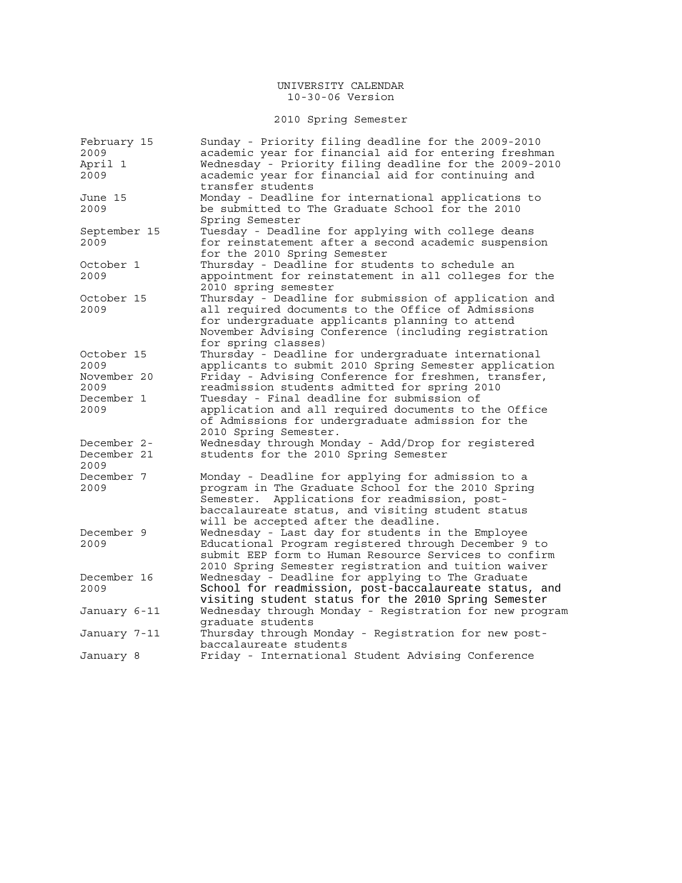# UNIVERSITY CALENDAR

10-30-06 Version

## 2010 Spring Semester

| Date | Event |
| --- | --- |
| February 15 2009 | Sunday - Priority filing deadline for the 2009-2010 academic year for financial aid for entering freshman |
| April 1 2009 | Wednesday - Priority filing deadline for the 2009-2010 academic year for financial aid for continuing and transfer students |
| June 15 2009 | Monday - Deadline for international applications to be submitted to The Graduate School for the 2010 Spring Semester |
| September 15 2009 | Tuesday - Deadline for applying with college deans for reinstatement after a second academic suspension for the 2010 Spring Semester |
| October 1 2009 | Thursday - Deadline for students to schedule an appointment for reinstatement in all colleges for the 2010 spring semester |
| October 15 2009 | Thursday - Deadline for submission of application and all required documents to the Office of Admissions for undergraduate applicants planning to attend November Advising Conference (including registration for spring classes) |
| October 15 2009 | Thursday - Deadline for undergraduate international applicants to submit 2010 Spring Semester application |
| November 20 2009 | Friday - Advising Conference for freshmen, transfer, readmission students admitted for spring 2010 |
| December 1 2009 | Tuesday - Final deadline for submission of application and all required documents to the Office of Admissions for undergraduate admission for the 2010 Spring Semester. |
| December 2- December 21 2009 | Wednesday through Monday - Add/Drop for registered students for the 2010 Spring Semester |
| December 7 2009 | Monday - Deadline for applying for admission to a program in The Graduate School for the 2010 Spring Semester. Applications for readmission, post-baccalaureate status, and visiting student status will be accepted after the deadline. |
| December 9 2009 | Wednesday - Last day for students in the Employee Educational Program registered through December 9 to submit EEP form to Human Resource Services to confirm 2010 Spring Semester registration and tuition waiver |
| December 16 2009 | Wednesday - Deadline for applying to The Graduate School for readmission, post-baccalaureate status, and visiting student status for the 2010 Spring Semester |
| January 6-11 | Wednesday through Monday - Registration for new program graduate students |
| January 7-11 | Thursday through Monday - Registration for new post-baccalaureate students |
| January 8 | Friday - International Student Advising Conference |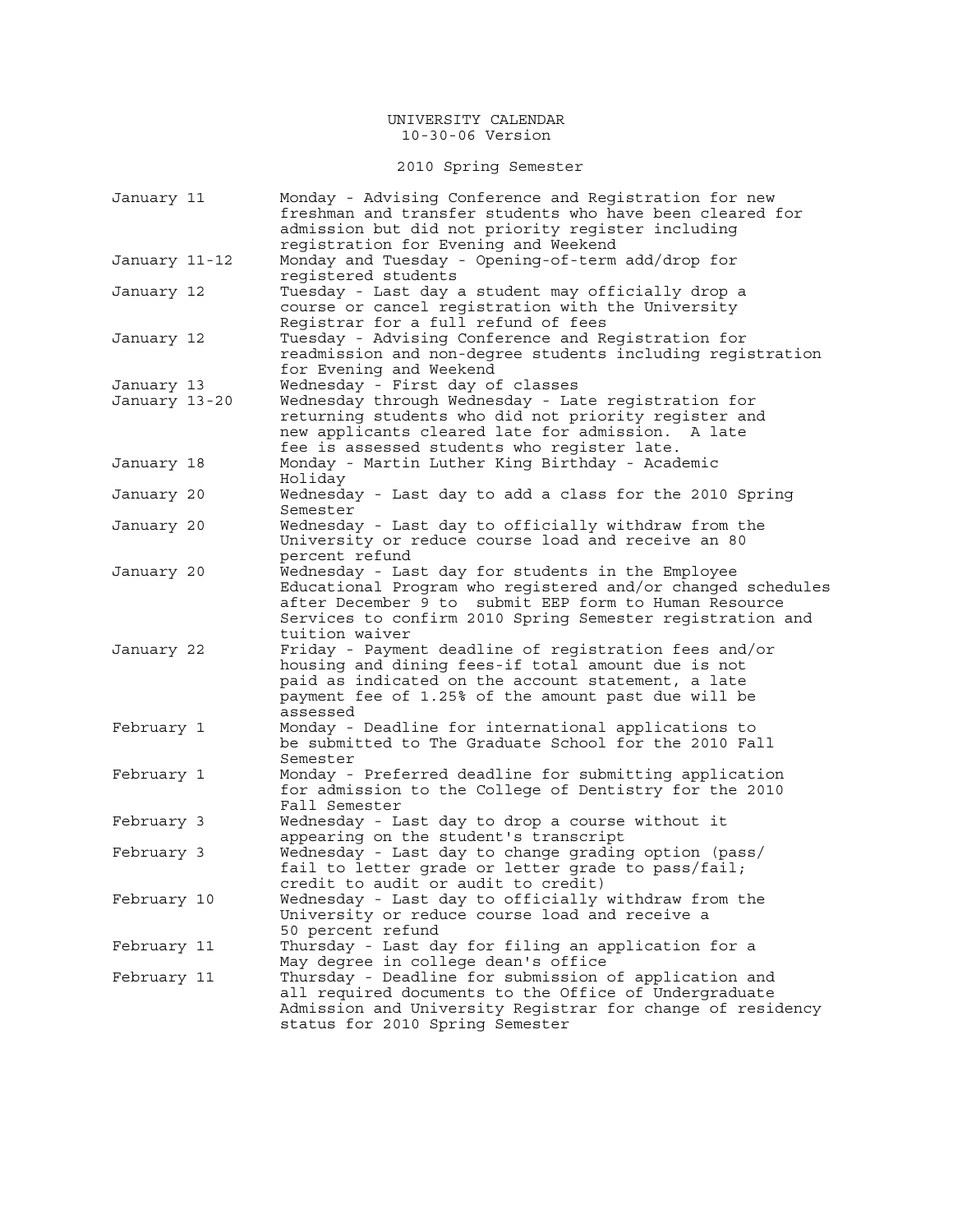UNIVERSITY CALENDAR
10-30-06 Version

## 2010 Spring Semester

| Date | Event |
|---|---|
| January 11 | Monday - Advising Conference and Registration for new freshman and transfer students who have been cleared for admission but did not priority register including registration for Evening and Weekend |
| January 11-12 | Monday and Tuesday - Opening-of-term add/drop for registered students |
| January 12 | Tuesday - Last day a student may officially drop a course or cancel registration with the University Registrar for a full refund of fees |
| January 12 | Tuesday - Advising Conference and Registration for readmission and non-degree students including registration for Evening and Weekend |
| January 13 | Wednesday - First day of classes |
| January 13-20 | Wednesday through Wednesday - Late registration for returning students who did not priority register and new applicants cleared late for admission. A late fee is assessed students who register late. |
| January 18 | Monday - Martin Luther King Birthday - Academic Holiday |
| January 20 | Wednesday - Last day to add a class for the 2010 Spring Semester |
| January 20 | Wednesday - Last day to officially withdraw from the University or reduce course load and receive an 80 percent refund |
| January 20 | Wednesday - Last day for students in the Employee Educational Program who registered and/or changed schedules after December 9 to submit EEP form to Human Resource Services to confirm 2010 Spring Semester registration and tuition waiver |
| January 22 | Friday - Payment deadline of registration fees and/or housing and dining fees-if total amount due is not paid as indicated on the account statement, a late payment fee of 1.25% of the amount past due will be assessed |
| February 1 | Monday - Deadline for international applications to be submitted to The Graduate School for the 2010 Fall Semester |
| February 1 | Monday - Preferred deadline for submitting application for admission to the College of Dentistry for the 2010 Fall Semester |
| February 3 | Wednesday - Last day to drop a course without it appearing on the student's transcript |
| February 3 | Wednesday - Last day to change grading option (pass/fail to letter grade or letter grade to pass/fail; credit to audit or audit to credit) |
| February 10 | Wednesday - Last day to officially withdraw from the University or reduce course load and receive a 50 percent refund |
| February 11 | Thursday - Last day for filing an application for a May degree in college dean's office |
| February 11 | Thursday - Deadline for submission of application and all required documents to the Office of Undergraduate Admission and University Registrar for change of residency status for 2010 Spring Semester |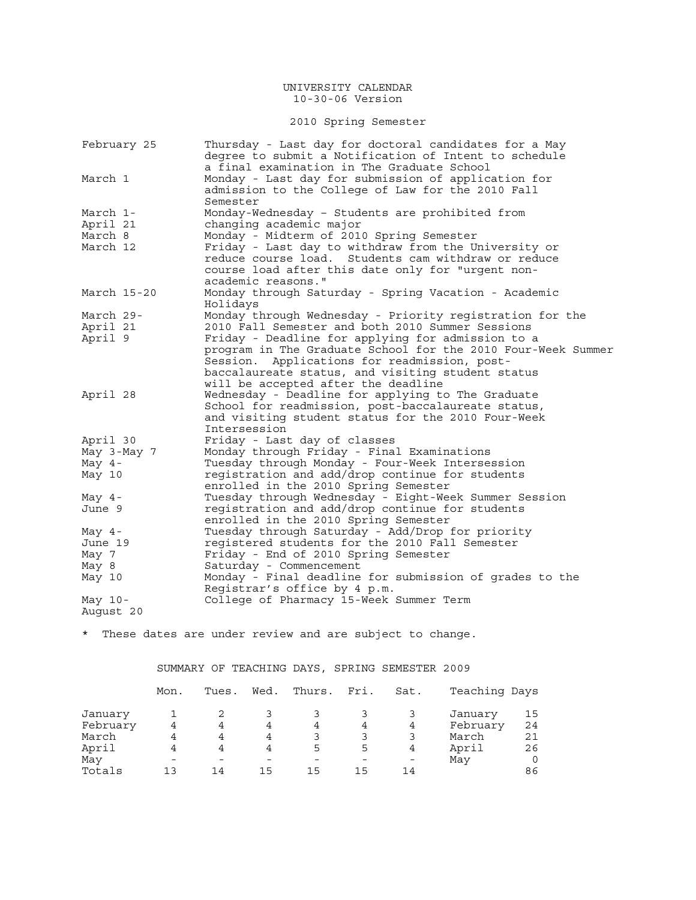# UNIVERSITY CALENDAR

10-30-06 Version

## 2010 Spring Semester

| Date | Event |
|---|---|
| February 25 | Thursday - Last day for doctoral candidates for a May degree to submit a Notification of Intent to schedule a final examination in The Graduate School |
| March 1 | Monday - Last day for submission of application for admission to the College of Law for the 2010 Fall Semester |
| March 1-April 21 | Monday-Wednesday – Students are prohibited from changing academic major |
| March 8 | Monday - Midterm of 2010 Spring Semester |
| March 12 | Friday - Last day to withdraw from the University or reduce course load. Students cam withdraw or reduce course load after this date only for "urgent non-academic reasons." |
| March 15-20 | Monday through Saturday - Spring Vacation - Academic Holidays |
| March 29-April 21 | Monday through Wednesday - Priority registration for the 2010 Fall Semester and both 2010 Summer Sessions |
| April 9 | Friday - Deadline for applying for admission to a program in The Graduate School for the 2010 Four-Week Summer Session. Applications for readmission, post-baccalaureate status, and visiting student status will be accepted after the deadline |
| April 28 | Wednesday - Deadline for applying to The Graduate School for readmission, post-baccalaureate status, and visiting student status for the 2010 Four-Week Intersession |
| April 30 | Friday - Last day of classes |
| May 3-May 7 | Monday through Friday - Final Examinations |
| May 4-May 10 | Tuesday through Monday - Four-Week Intersession registration and add/drop continue for students enrolled in the 2010 Spring Semester |
| May 4-June 9 | Tuesday through Wednesday - Eight-Week Summer Session registration and add/drop continue for students enrolled in the 2010 Spring Semester |
| May 4-June 19 | Tuesday through Saturday - Add/Drop for priority registered students for the 2010 Fall Semester |
| May 7 | Friday - End of 2010 Spring Semester |
| May 8 | Saturday - Commencement |
| May 10 | Monday - Final deadline for submission of grades to the Registrar's office by 4 p.m. |
| May 10-August 20 | College of Pharmacy 15-Week Summer Term |

* These dates are under review and are subject to change.

## SUMMARY OF TEACHING DAYS, SPRING SEMESTER 2009

| | Mon. | Tues. | Wed. | Thurs. | Fri. | Sat. | Teaching Days | |
|---|---|---|---|---|---|---|---|---|
| January | 1 | 2 | 3 | 3 | 3 | 3 | January | 15 |
| February | 4 | 4 | 4 | 4 | 4 | 4 | February | 24 |
| March | 4 | 4 | 4 | 3 | 3 | 3 | March | 21 |
| April | 4 | 4 | 4 | 5 | 5 | 4 | April | 26 |
| May | - | - | - | - | - | - | May | 0 |
| Totals | 13 | 14 | 15 | 15 | 15 | 14 | | 86 |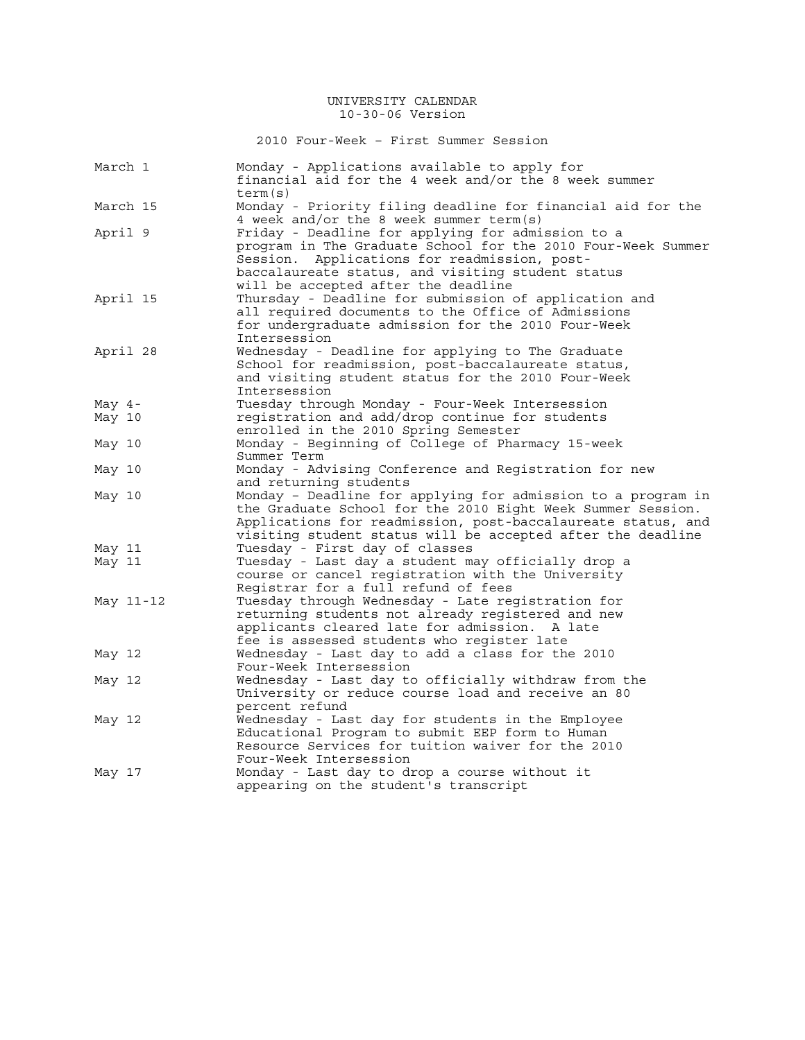UNIVERSITY CALENDAR
10-30-06 Version

## 2010 Four-Week – First Summer Session

| Date | Event |
| --- | --- |
| March 1 | Monday - Applications available to apply for financial aid for the 4 week and/or the 8 week summer term(s) |
| March 15 | Monday - Priority filing deadline for financial aid for the 4 week and/or the 8 week summer term(s) |
| April 9 | Friday - Deadline for applying for admission to a program in The Graduate School for the 2010 Four-Week Summer Session. Applications for readmission, post-baccalaureate status, and visiting student status will be accepted after the deadline |
| April 15 | Thursday - Deadline for submission of application and all required documents to the Office of Admissions for undergraduate admission for the 2010 Four-Week Intersession |
| April 28 | Wednesday - Deadline for applying to The Graduate School for readmission, post-baccalaureate status, and visiting student status for the 2010 Four-Week Intersession |
| May 4-May 10 | Tuesday through Monday - Four-Week Intersession registration and add/drop continue for students enrolled in the 2010 Spring Semester |
| May 10 | Monday - Beginning of College of Pharmacy 15-week Summer Term |
| May 10 | Monday - Advising Conference and Registration for new and returning students |
| May 10 | Monday – Deadline for applying for admission to a program in the Graduate School for the 2010 Eight Week Summer Session. Applications for readmission, post-baccalaureate status, and visiting student status will be accepted after the deadline |
| May 11 | Tuesday - First day of classes |
| May 11 | Tuesday - Last day a student may officially drop a course or cancel registration with the University Registrar for a full refund of fees |
| May 11-12 | Tuesday through Wednesday - Late registration for returning students not already registered and new applicants cleared late for admission. A late fee is assessed students who register late |
| May 12 | Wednesday - Last day to add a class for the 2010 Four-Week Intersession |
| May 12 | Wednesday - Last day to officially withdraw from the University or reduce course load and receive an 80 percent refund |
| May 12 | Wednesday - Last day for students in the Employee Educational Program to submit EEP form to Human Resource Services for tuition waiver for the 2010 Four-Week Intersession |
| May 17 | Monday - Last day to drop a course without it appearing on the student's transcript |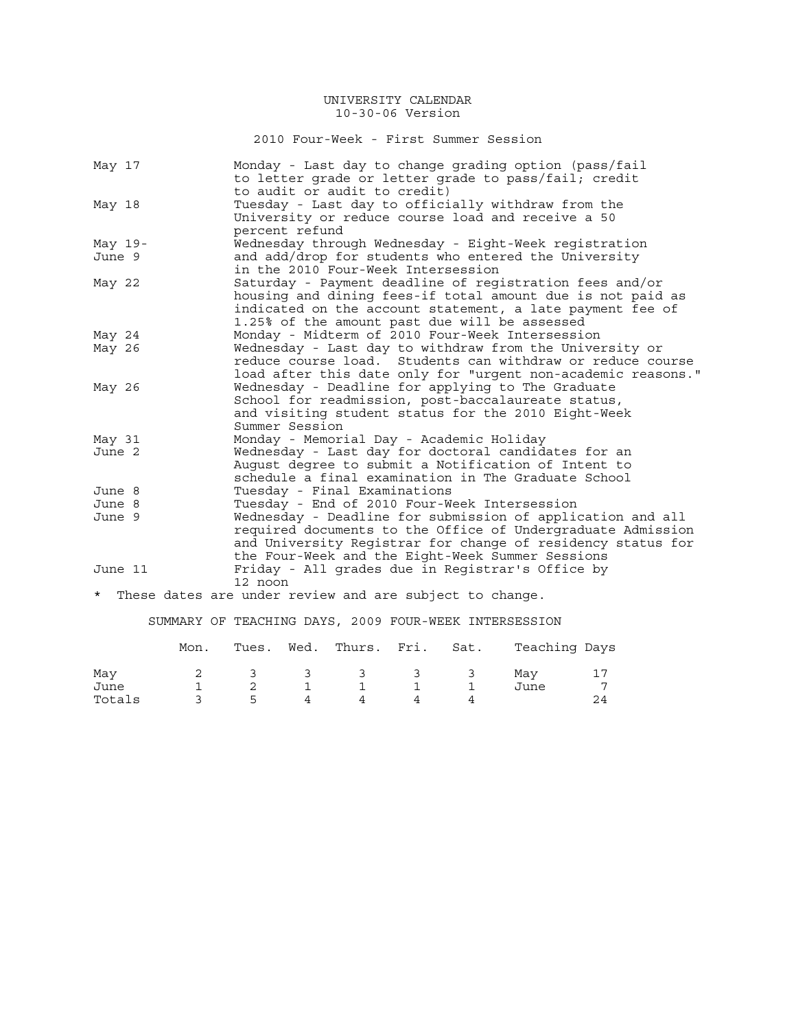# UNIVERSITY CALENDAR

10-30-06 Version

## 2010 Four-Week - First Summer Session

| Date | Event |
|---|---|
| May 17 | Monday - Last day to change grading option (pass/fail to letter grade or letter grade to pass/fail; credit to audit or audit to credit) |
| May 18 | Tuesday - Last day to officially withdraw from the University or reduce course load and receive a 50 percent refund |
| May 19- June 9 | Wednesday through Wednesday - Eight-Week registration and add/drop for students who entered the University in the 2010 Four-Week Intersession |
| May 22 | Saturday - Payment deadline of registration fees and/or housing and dining fees-if total amount due is not paid as indicated on the account statement, a late payment fee of 1.25% of the amount past due will be assessed |
| May 24 | Monday - Midterm of 2010 Four-Week Intersession |
| May 26 | Wednesday - Last day to withdraw from the University or reduce course load. Students can withdraw or reduce course load after this date only for "urgent non-academic reasons." |
| May 26 | Wednesday - Deadline for applying to The Graduate School for readmission, post-baccalaureate status, and visiting student status for the 2010 Eight-Week Summer Session |
| May 31 | Monday - Memorial Day - Academic Holiday |
| June 2 | Wednesday - Last day for doctoral candidates for an August degree to submit a Notification of Intent to schedule a final examination in The Graduate School |
| June 8 | Tuesday - Final Examinations |
| June 8 | Tuesday - End of 2010 Four-Week Intersession |
| June 9 | Wednesday - Deadline for submission of application and all required documents to the Office of Undergraduate Admission and University Registrar for change of residency status for the Four-Week and the Eight-Week Summer Sessions |
| June 11 | Friday - All grades due in Registrar's Office by 12 noon |

* These dates are under review and are subject to change.

## SUMMARY OF TEACHING DAYS, 2009 FOUR-WEEK INTERSESSION

| | Mon. | Tues. | Wed. | Thurs. | Fri. | Sat. | Teaching Days | |
|---|---|---|---|---|---|---|---|---|
| May | 2 | 3 | 3 | 3 | 3 | 3 | May | 17 |
| June | 1 | 2 | 1 | 1 | 1 | 1 | June | 7 |
| Totals | 3 | 5 | 4 | 4 | 4 | 4 | | 24 |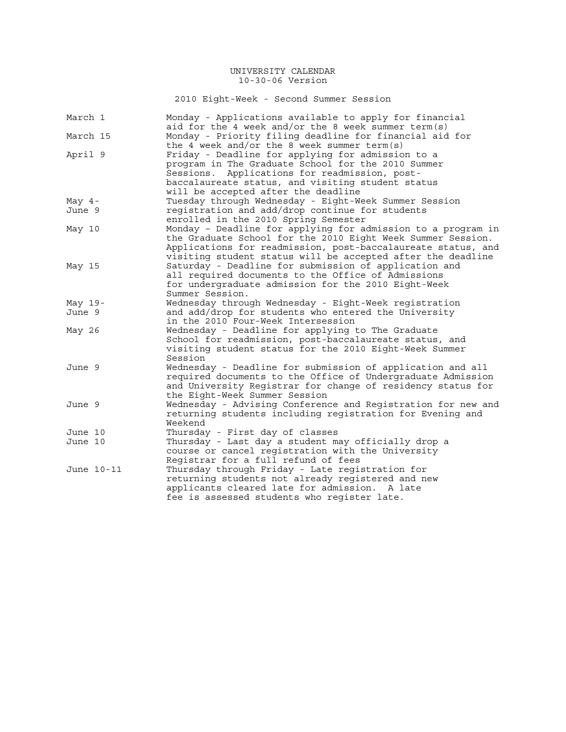# UNIVERSITY CALENDAR

10-30-06 Version

## 2010 Eight-Week - Second Summer Session

| Date | Event |
| --- | --- |
| March 1 | Monday - Applications available to apply for financial aid for the 4 week and/or the 8 week summer term(s) |
| March 15 | Monday - Priority filing deadline for financial aid for the 4 week and/or the 8 week summer term(s) |
| April 9 | Friday - Deadline for applying for admission to a program in The Graduate School for the 2010 Summer Sessions. Applications for readmission, post-baccalaureate status, and visiting student status will be accepted after the deadline |
| May 4-June 9 | Tuesday through Wednesday - Eight-Week Summer Session registration and add/drop continue for students enrolled in the 2010 Spring Semester |
| May 10 | Monday – Deadline for applying for admission to a program in the Graduate School for the 2010 Eight Week Summer Session. Applications for readmission, post-baccalaureate status, and visiting student status will be accepted after the deadline |
| May 15 | Saturday - Deadline for submission of application and all required documents to the Office of Admissions for undergraduate admission for the 2010 Eight-Week Summer Session. |
| May 19-June 9 | Wednesday through Wednesday - Eight-Week registration and add/drop for students who entered the University in the 2010 Four-Week Intersession |
| May 26 | Wednesday - Deadline for applying to The Graduate School for readmission, post-baccalaureate status, and visiting student status for the 2010 Eight-Week Summer Session |
| June 9 | Wednesday - Deadline for submission of application and all required documents to the Office of Undergraduate Admission and University Registrar for change of residency status for the Eight-Week Summer Session |
| June 9 | Wednesday - Advising Conference and Registration for new and returning students including registration for Evening and Weekend |
| June 10 | Thursday - First day of classes |
| June 10 | Thursday - Last day a student may officially drop a course or cancel registration with the University Registrar for a full refund of fees |
| June 10-11 | Thursday through Friday - Late registration for returning students not already registered and new applicants cleared late for admission. A late fee is assessed students who register late. |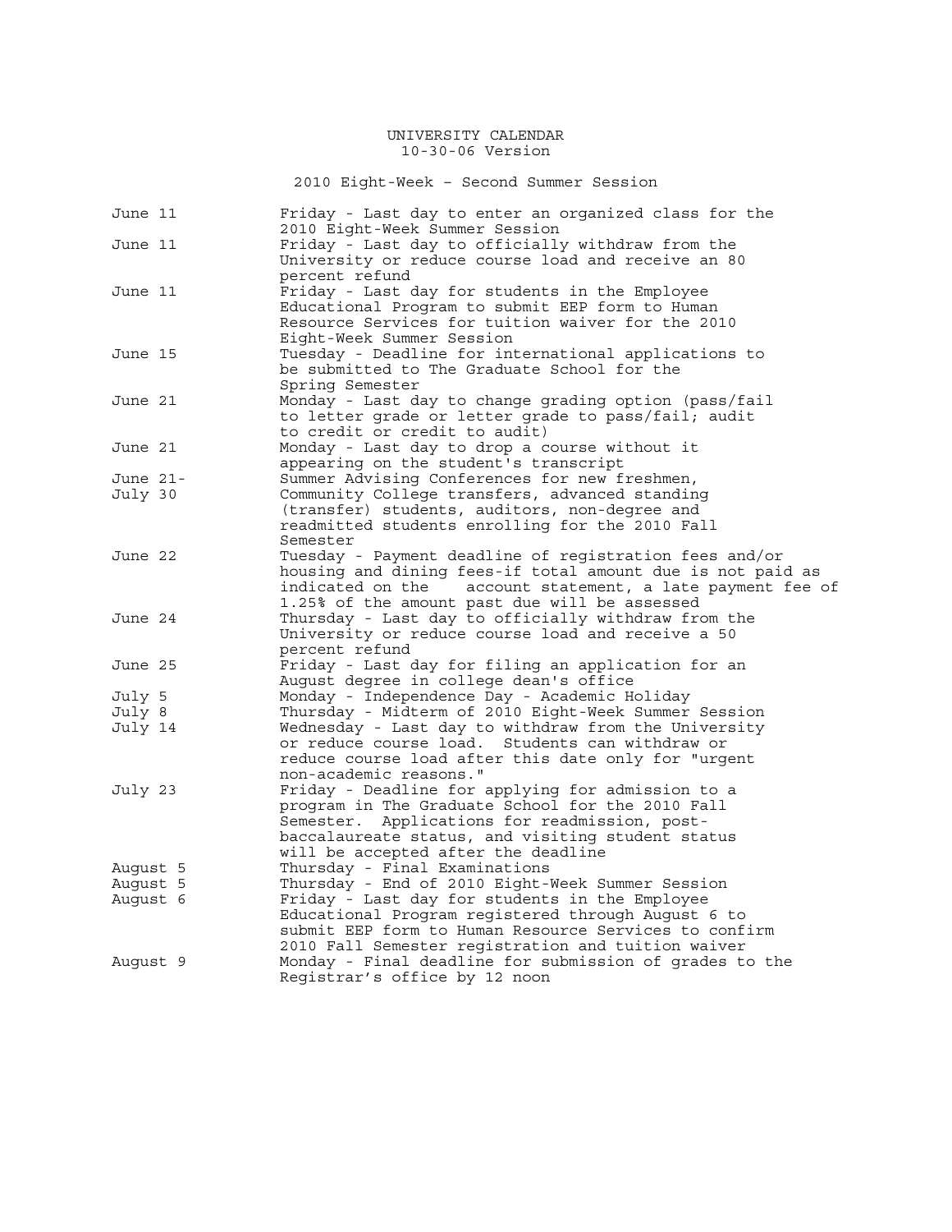UNIVERSITY CALENDAR
10-30-06 Version

## 2010 Eight-Week – Second Summer Session

| Date | Event |
| --- | --- |
| June 11 | Friday - Last day to enter an organized class for the 2010 Eight-Week Summer Session |
| June 11 | Friday - Last day to officially withdraw from the University or reduce course load and receive an 80 percent refund |
| June 11 | Friday - Last day for students in the Employee Educational Program to submit EEP form to Human Resource Services for tuition waiver for the 2010 Eight-Week Summer Session |
| June 15 | Tuesday - Deadline for international applications to be submitted to The Graduate School for the Spring Semester |
| June 21 | Monday - Last day to change grading option (pass/fail to letter grade or letter grade to pass/fail; audit to credit or credit to audit) |
| June 21 | Monday - Last day to drop a course without it appearing on the student's transcript |
| June 21- July 30 | Summer Advising Conferences for new freshmen, Community College transfers, advanced standing (transfer) students, auditors, non-degree and readmitted students enrolling for the 2010 Fall Semester |
| June 22 | Tuesday - Payment deadline of registration fees and/or housing and dining fees-if total amount due is not paid as indicated on the account statement, a late payment fee of 1.25% of the amount past due will be assessed |
| June 24 | Thursday - Last day to officially withdraw from the University or reduce course load and receive a 50 percent refund |
| June 25 | Friday - Last day for filing an application for an August degree in college dean's office |
| July 5 | Monday - Independence Day - Academic Holiday |
| July 8 | Thursday - Midterm of 2010 Eight-Week Summer Session |
| July 14 | Wednesday - Last day to withdraw from the University or reduce course load. Students can withdraw or reduce course load after this date only for "urgent non-academic reasons." |
| July 23 | Friday - Deadline for applying for admission to a program in The Graduate School for the 2010 Fall Semester. Applications for readmission, post-baccalaureate status, and visiting student status will be accepted after the deadline |
| August 5 | Thursday - Final Examinations |
| August 5 | Thursday - End of 2010 Eight-Week Summer Session |
| August 6 | Friday - Last day for students in the Employee Educational Program registered through August 6 to submit EEP form to Human Resource Services to confirm 2010 Fall Semester registration and tuition waiver |
| August 9 | Monday - Final deadline for submission of grades to the Registrar's office by 12 noon |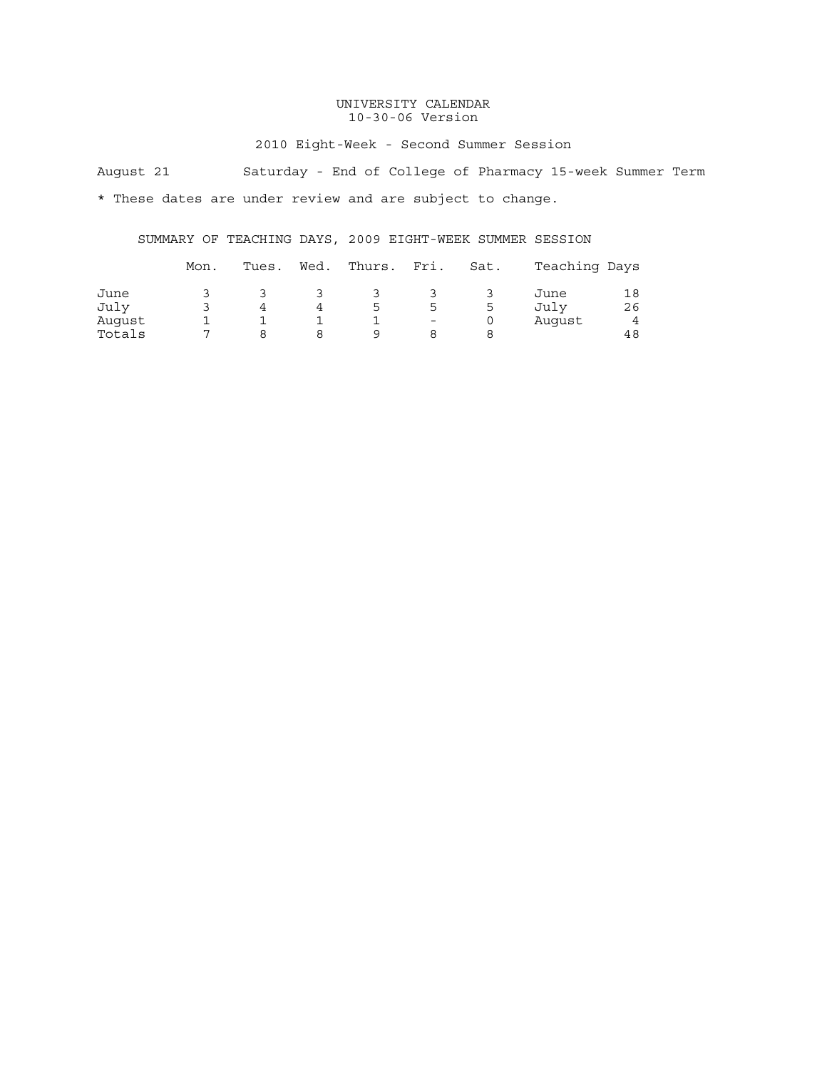UNIVERSITY CALENDAR
10-30-06 Version

2010 Eight-Week - Second Summer Session

August 21 Saturday - End of College of Pharmacy 15-week Summer Term

* These dates are under review and are subject to change.

SUMMARY OF TEACHING DAYS, 2009 EIGHT-WEEK SUMMER SESSION

| | Mon. | Tues. | Wed. | Thurs. | Fri. | Sat. | Teaching Days | |
|---|---|---|---|---|---|---|---|---|
| June | 3 | 3 | 3 | 3 | 3 | 3 | June | 18 |
| July | 3 | 4 | 4 | 5 | 5 | 5 | July | 26 |
| August | 1 | 1 | 1 | 1 | - | 0 | August | 4 |
| Totals | 7 | 8 | 8 | 9 | 8 | 8 | | 48 |